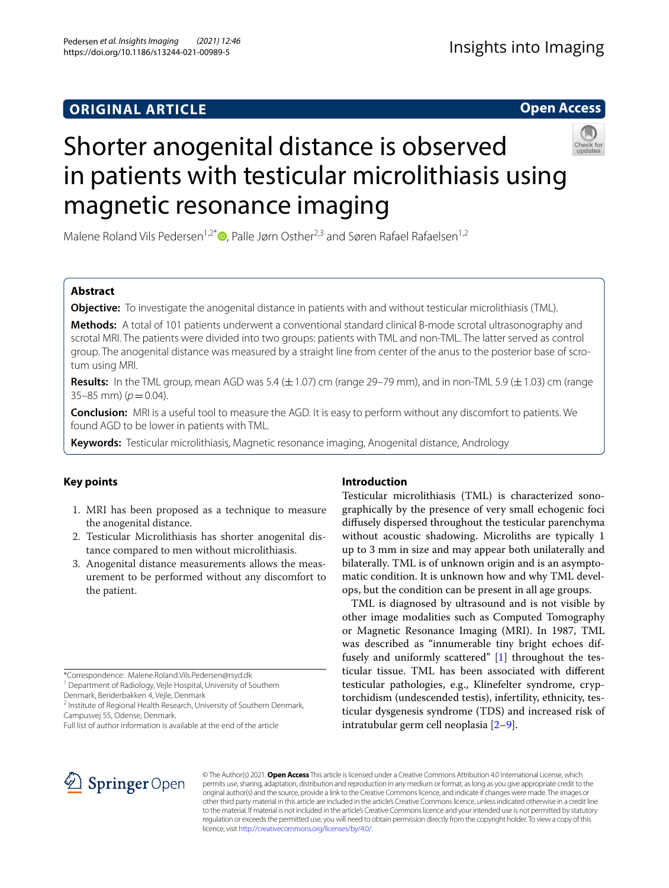ORIGINAL ARTICLE

Open Access

# Shorter anogenital distance is observed in patients with testicular microlithiasis using magnetic resonance imaging

Malene Roland Vils Pedersen[1,2*], Palle Jørn Osther[2,3] and Søren Rafael Rafaelsen[1,2]

## Abstract

**Objective:** To investigate the anogenital distance in patients with and without testicular microlithiasis (TML).

**Methods:** A total of 101 patients underwent a conventional standard clinical B-mode scrotal ultrasonography and scrotal MRI. The patients were divided into two groups: patients with TML and non-TML. The latter served as control group. The anogenital distance was measured by a straight line from center of the anus to the posterior base of scrotum using MRI.

**Results:** In the TML group, mean AGD was 5.4 (±1.07) cm (range 29–79 mm), and in non-TML 5.9 (±1.03) cm (range 35–85 mm) ($p = 0.04$).

**Conclusion:** MRI is a useful tool to measure the AGD. It is easy to perform without any discomfort to patients. We found AGD to be lower in patients with TML.

**Keywords:** Testicular microlithiasis, Magnetic resonance imaging, Anogenital distance, Andrology

## Key points

1. MRI has been proposed as a technique to measure the anogenital distance.
2. Testicular Microlithiasis has shorter anogenital distance compared to men without microlithiasis.
3. Anogenital distance measurements allows the measurement to be performed without any discomfort to the patient.

## Introduction

Testicular microlithiasis (TML) is characterized sonographically by the presence of very small echogenic foci diffusely dispersed throughout the testicular parenchyma without acoustic shadowing. Microliths are typically 1 up to 3 mm in size and may appear both unilaterally and bilaterally. TML is of unknown origin and is an asymptomatic condition. It is unknown how and why TML develops, but the condition can be present in all age groups.

TML is diagnosed by ultrasound and is not visible by other image modalities such as Computed Tomography or Magnetic Resonance Imaging (MRI). In 1987, TML was described as "innumerable tiny bright echoes diffusely and uniformly scattered" [1] throughout the testicular tissue. TML has been associated with different testicular pathologies, e.g., Klinefelter syndrome, cryptorchidism (undescended testis), infertility, ethnicity, testicular dysgenesis syndrome (TDS) and increased risk of intratubular germ cell neoplasia [2–9].

*Correspondence: Malene.Roland.Vils.Pedersen@rsyd.dk
[1] Department of Radiology, Vejle Hospital, University of Southern Denmark, Beriderbakken 4, Vejle, Denmark
[2] Institute of Regional Health Research, University of Southern Denmark, Campusvej 55, Odense, Denmark.
Full list of author information is available at the end of the article

© The Author(s) 2021. **Open Access** This article is licensed under a Creative Commons Attribution 4.0 International License, which permits use, sharing, adaptation, distribution and reproduction in any medium or format, as long as you give appropriate credit to the original author(s) and the source, provide a link to the Creative Commons licence, and indicate if changes were made. The images or other third party material in this article are included in the article's Creative Commons licence, unless indicated otherwise in a credit line to the material. If material is not included in the article's Creative Commons licence and your intended use is not permitted by statutory regulation or exceeds the permitted use, you will need to obtain permission directly from the copyright holder. To view a copy of this licence, visit http://creativecommons.org/licenses/by/4.0/.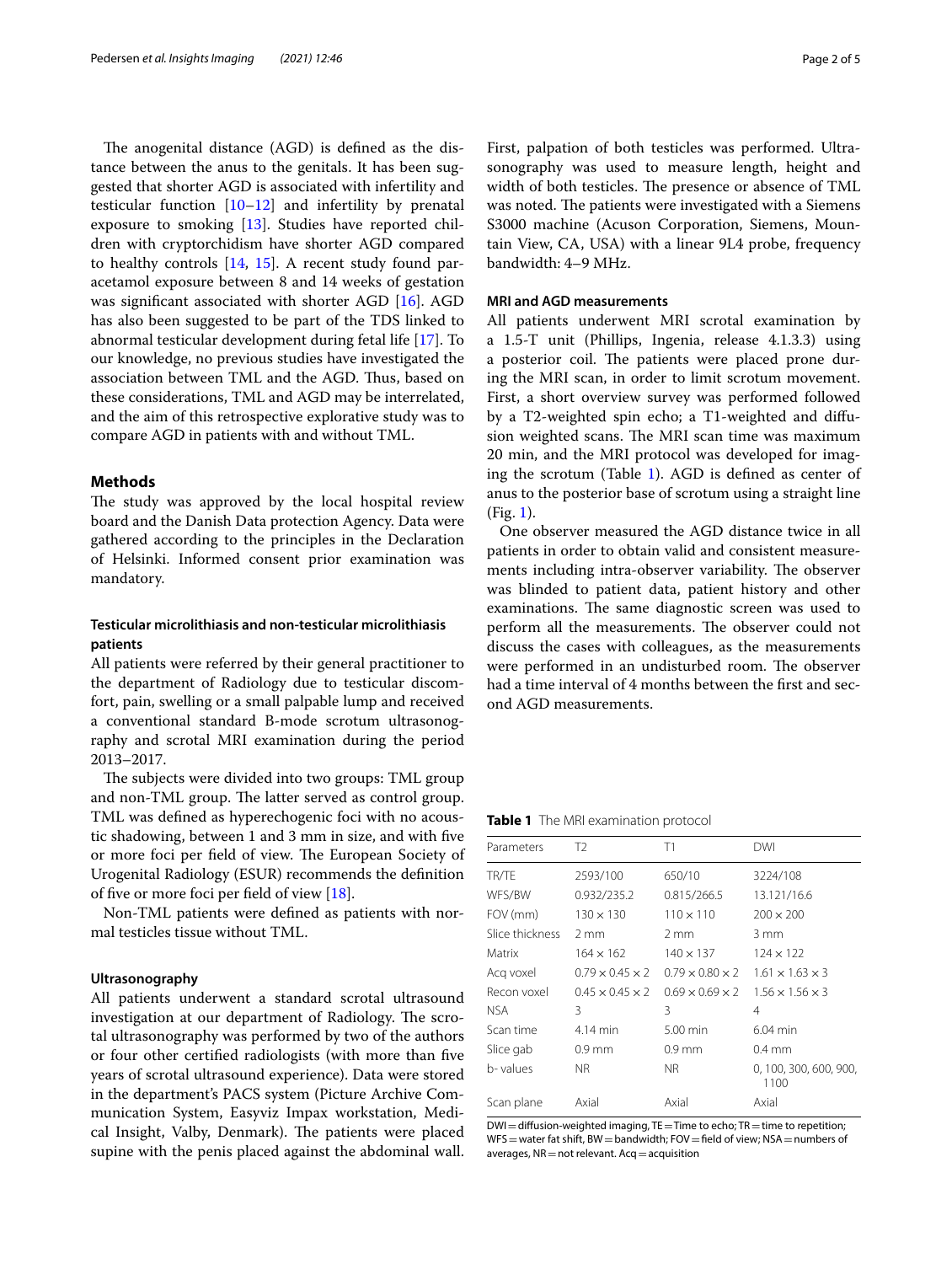The anogenital distance (AGD) is defined as the distance between the anus to the genitals. It has been suggested that shorter AGD is associated with infertility and testicular function [10–12] and infertility by prenatal exposure to smoking [13]. Studies have reported children with cryptorchidism have shorter AGD compared to healthy controls [14, 15]. A recent study found paracetamol exposure between 8 and 14 weeks of gestation was significant associated with shorter AGD [16]. AGD has also been suggested to be part of the TDS linked to abnormal testicular development during fetal life [17]. To our knowledge, no previous studies have investigated the association between TML and the AGD. Thus, based on these considerations, TML and AGD may be interrelated, and the aim of this retrospective explorative study was to compare AGD in patients with and without TML.

## Methods

The study was approved by the local hospital review board and the Danish Data protection Agency. Data were gathered according to the principles in the Declaration of Helsinki. Informed consent prior examination was mandatory.

### Testicular microlithiasis and non-testicular microlithiasis patients

All patients were referred by their general practitioner to the department of Radiology due to testicular discomfort, pain, swelling or a small palpable lump and received a conventional standard B-mode scrotum ultrasonography and scrotal MRI examination during the period 2013–2017.

The subjects were divided into two groups: TML group and non-TML group. The latter served as control group. TML was defined as hyperechogenic foci with no acoustic shadowing, between 1 and 3 mm in size, and with five or more foci per field of view. The European Society of Urogenital Radiology (ESUR) recommends the definition of five or more foci per field of view [18].

Non-TML patients were defined as patients with normal testicles tissue without TML.

### Ultrasonography

All patients underwent a standard scrotal ultrasound investigation at our department of Radiology. The scrotal ultrasonography was performed by two of the authors or four other certified radiologists (with more than five years of scrotal ultrasound experience). Data were stored in the department's PACS system (Picture Archive Communication System, Easyviz Impax workstation, Medical Insight, Valby, Denmark). The patients were placed supine with the penis placed against the abdominal wall. First, palpation of both testicles was performed. Ultrasonography was used to measure length, height and width of both testicles. The presence or absence of TML was noted. The patients were investigated with a Siemens S3000 machine (Acuson Corporation, Siemens, Mountain View, CA, USA) with a linear 9L4 probe, frequency bandwidth: 4–9 MHz.

### MRI and AGD measurements

All patients underwent MRI scrotal examination by a 1.5-T unit (Phillips, Ingenia, release 4.1.3.3) using a posterior coil. The patients were placed prone during the MRI scan, in order to limit scrotum movement. First, a short overview survey was performed followed by a T2-weighted spin echo; a T1-weighted and diffusion weighted scans. The MRI scan time was maximum 20 min, and the MRI protocol was developed for imaging the scrotum (Table 1). AGD is defined as center of anus to the posterior base of scrotum using a straight line (Fig. 1).

One observer measured the AGD distance twice in all patients in order to obtain valid and consistent measurements including intra-observer variability. The observer was blinded to patient data, patient history and other examinations. The same diagnostic screen was used to perform all the measurements. The observer could not discuss the cases with colleagues, as the measurements were performed in an undisturbed room. The observer had a time interval of 4 months between the first and second AGD measurements.

**Table 1** The MRI examination protocol

| Parameters | T2 | T1 | DWI |
|---|---|---|---|
| TR/TE | 2593/100 | 650/10 | 3224/108 |
| WFS/BW | 0.932/235.2 | 0.815/266.5 | 13.121/16.6 |
| FOV (mm) | 130 × 130 | 110 × 110 | 200 × 200 |
| Slice thickness | 2 mm | 2 mm | 3 mm |
| Matrix | 164 × 162 | 140 × 137 | 124 × 122 |
| Acq voxel | 0.79 × 0.45 × 2 | 0.79 × 0.80 × 2 | 1.61 × 1.63 × 3 |
| Recon voxel | 0.45 × 0.45 × 2 | 0.69 × 0.69 × 2 | 1.56 × 1.56 × 3 |
| NSA | 3 | 3 | 4 |
| Scan time | 4.14 min | 5.00 min | 6.04 min |
| Slice gab | 0.9 mm | 0.9 mm | 0.4 mm |
| b- values | NR | NR | 0, 100, 300, 600, 900, 1100 |
| Scan plane | Axial | Axial | Axial |

DWI = diffusion-weighted imaging, TE = Time to echo; TR = time to repetition; WFS = water fat shift, BW = bandwidth; FOV = field of view; NSA = numbers of averages, NR = not relevant. Acq = acquisition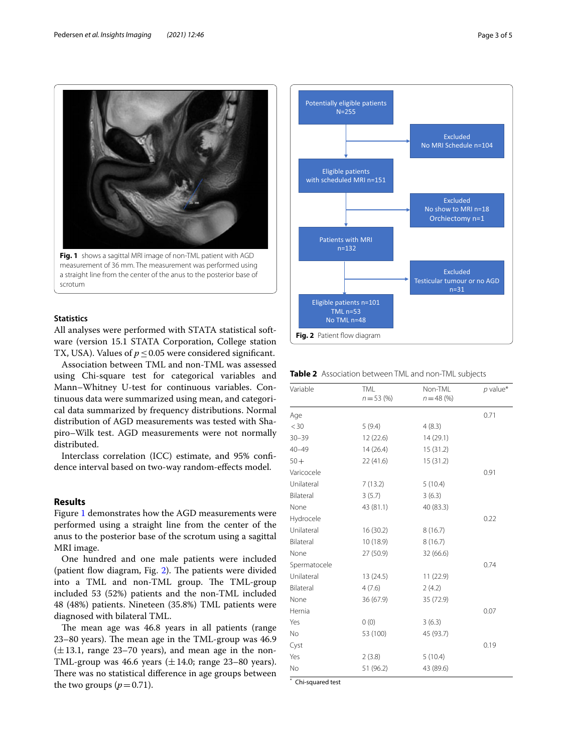**Fig. 1** shows a sagittal MRI image of non-TML patient with AGD measurement of 36 mm. The measurement was performed using a straight line from the center of the anus to the posterior base of scrotum

Potentially eligible patients N=255

Excluded No MRI Schedule n=104

Eligible patients with scheduled MRI n=151

Excluded No show to MRI n=18 Orchiectomy n=1

Patients with MRI n=132

Excluded Testicular tumour or no AGD n=31

Eligible patients n=101 TML n=53 No TML n=48

**Fig. 2** Patient flow diagram

### Statistics

All analyses were performed with STATA statistical software (version 15.1 STATA Corporation, College station TX, USA). Values of $p \leq 0.05$ were considered significant.

Association between TML and non-TML was assessed using Chi-square test for categorical variables and Mann–Whitney U-test for continuous variables. Continuous data were summarized using mean, and categorical data summarized by frequency distributions. Normal distribution of AGD measurements was tested with Shapiro–Wilk test. AGD measurements were not normally distributed.

Interclass correlation (ICC) estimate, and 95% confidence interval based on two-way random-effects model.

## Results

Figure 1 demonstrates how the AGD measurements were performed using a straight line from the center of the anus to the posterior base of the scrotum using a sagittal MRI image.

One hundred and one male patients were included (patient flow diagram, Fig. 2). The patients were divided into a TML and non-TML group. The TML-group included 53 (52%) patients and the non-TML included 48 (48%) patients. Nineteen (35.8%) TML patients were diagnosed with bilateral TML.

The mean age was 46.8 years in all patients (range 23–80 years). The mean age in the TML-group was 46.9 (±13.1, range 23–70 years), and mean age in the non-TML-group was 46.6 years (±14.0; range 23–80 years). There was no statistical difference in age groups between the two groups ($p = 0.71$).

**Table 2** Association between TML and non-TML subjects

| Variable | TML<br>*n* = 53 (%) | Non-TML<br>*n* = 48 (%) | *p* value* |
|---|---|---|---|
| Age | | | 0.71 |
| < 30 | 5 (9.4) | 4 (8.3) | |
| 30–39 | 12 (22.6) | 14 (29.1) | |
| 40–49 | 14 (26.4) | 15 (31.2) | |
| 50+ | 22 (41.6) | 15 (31.2) | |
| Varicocele | | | 0.91 |
| Unilateral | 7 (13.2) | 5 (10.4) | |
| Bilateral | 3 (5.7) | 3 (6.3) | |
| None | 43 (81.1) | 40 (83.3) | |
| Hydrocele | | | 0.22 |
| Unilateral | 16 (30.2) | 8 (16.7) | |
| Bilateral | 10 (18.9) | 8 (16.7) | |
| None | 27 (50.9) | 32 (66.6) | |
| Spermatocele | | | 0.74 |
| Unilateral | 13 (24.5) | 11 (22.9) | |
| Bilateral | 4 (7.6) | 2 (4.2) | |
| None | 36 (67.9) | 35 (72.9) | |
| Hernia | | | 0.07 |
| Yes | 0 (0) | 3 (6.3) | |
| No | 53 (100) | 45 (93.7) | |
| Cyst | | | 0.19 |
| Yes | 2 (3.8) | 5 (10.4) | |
| No | 51 (96.2) | 43 (89.6) | |

* Chi-squared test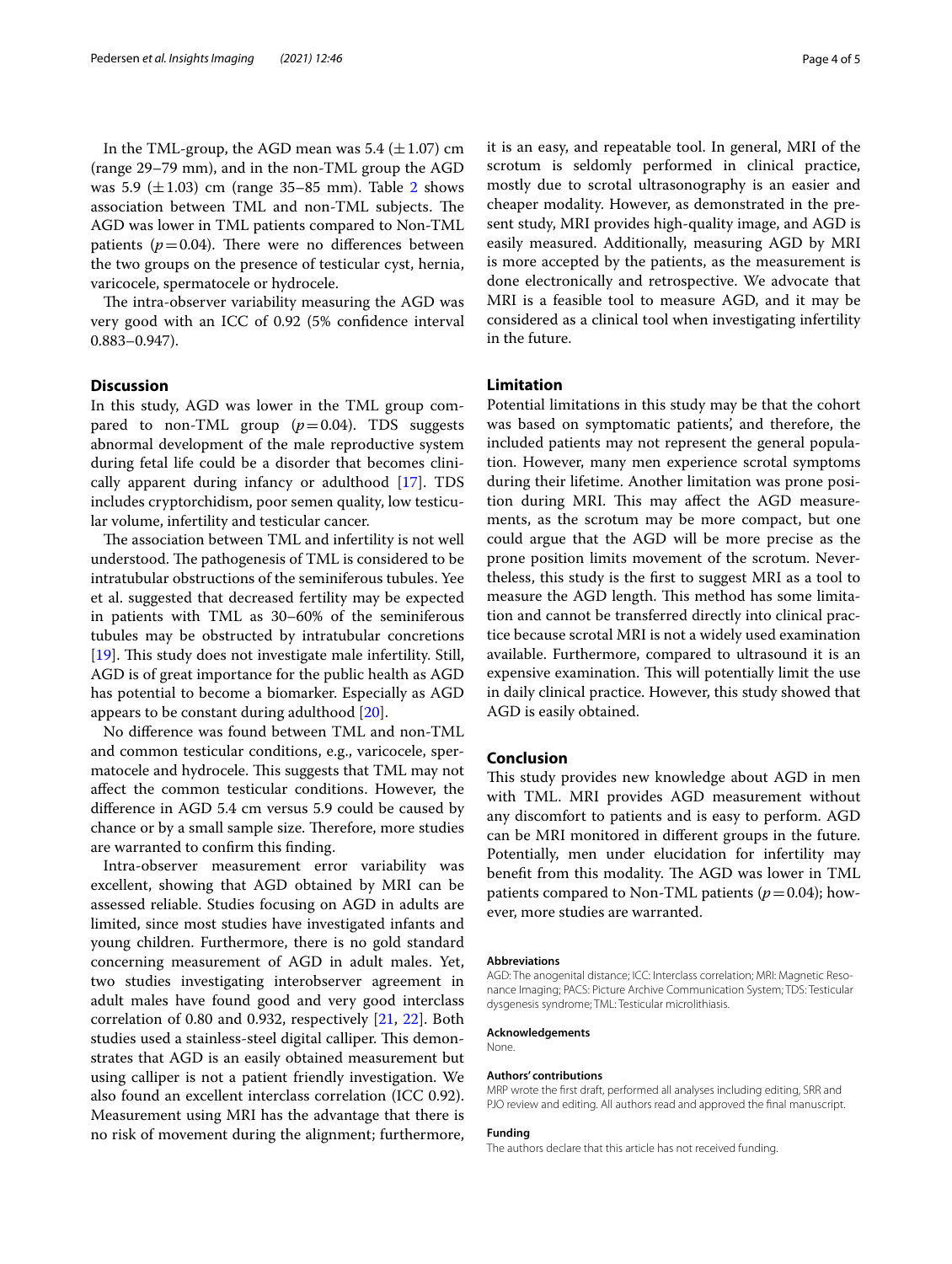In the TML-group, the AGD mean was 5.4 ($\pm$1.07) cm (range 29–79 mm), and in the non-TML group the AGD was 5.9 ($\pm$1.03) cm (range 35–85 mm). Table 2 shows association between TML and non-TML subjects. The AGD was lower in TML patients compared to Non-TML patients ($p=0.04$). There were no differences between the two groups on the presence of testicular cyst, hernia, varicocele, spermatocele or hydrocele.

The intra-observer variability measuring the AGD was very good with an ICC of 0.92 (5% confidence interval 0.883–0.947).

## Discussion

In this study, AGD was lower in the TML group compared to non-TML group ($p=0.04$). TDS suggests abnormal development of the male reproductive system during fetal life could be a disorder that becomes clinically apparent during infancy or adulthood [17]. TDS includes cryptorchidism, poor semen quality, low testicular volume, infertility and testicular cancer.

The association between TML and infertility is not well understood. The pathogenesis of TML is considered to be intratubular obstructions of the seminiferous tubules. Yee et al. suggested that decreased fertility may be expected in patients with TML as 30–60% of the seminiferous tubules may be obstructed by intratubular concretions [19]. This study does not investigate male infertility. Still, AGD is of great importance for the public health as AGD has potential to become a biomarker. Especially as AGD appears to be constant during adulthood [20].

No difference was found between TML and non-TML and common testicular conditions, e.g., varicocele, spermatocele and hydrocele. This suggests that TML may not affect the common testicular conditions. However, the difference in AGD 5.4 cm versus 5.9 could be caused by chance or by a small sample size. Therefore, more studies are warranted to confirm this finding.

Intra-observer measurement error variability was excellent, showing that AGD obtained by MRI can be assessed reliable. Studies focusing on AGD in adults are limited, since most studies have investigated infants and young children. Furthermore, there is no gold standard concerning measurement of AGD in adult males. Yet, two studies investigating interobserver agreement in adult males have found good and very good interclass correlation of 0.80 and 0.932, respectively [21, 22]. Both studies used a stainless-steel digital calliper. This demonstrates that AGD is an easily obtained measurement but using calliper is not a patient friendly investigation. We also found an excellent interclass correlation (ICC 0.92). Measurement using MRI has the advantage that there is no risk of movement during the alignment; furthermore, it is an easy, and repeatable tool. In general, MRI of the scrotum is seldomly performed in clinical practice, mostly due to scrotal ultrasonography is an easier and cheaper modality. However, as demonstrated in the present study, MRI provides high-quality image, and AGD is easily measured. Additionally, measuring AGD by MRI is more accepted by the patients, as the measurement is done electronically and retrospective. We advocate that MRI is a feasible tool to measure AGD, and it may be considered as a clinical tool when investigating infertility in the future.

## Limitation

Potential limitations in this study may be that the cohort was based on symptomatic patients', and therefore, the included patients may not represent the general population. However, many men experience scrotal symptoms during their lifetime. Another limitation was prone position during MRI. This may affect the AGD measurements, as the scrotum may be more compact, but one could argue that the AGD will be more precise as the prone position limits movement of the scrotum. Nevertheless, this study is the first to suggest MRI as a tool to measure the AGD length. This method has some limitation and cannot be transferred directly into clinical practice because scrotal MRI is not a widely used examination available. Furthermore, compared to ultrasound it is an expensive examination. This will potentially limit the use in daily clinical practice. However, this study showed that AGD is easily obtained.

## Conclusion

This study provides new knowledge about AGD in men with TML. MRI provides AGD measurement without any discomfort to patients and is easy to perform. AGD can be MRI monitored in different groups in the future. Potentially, men under elucidation for infertility may benefit from this modality. The AGD was lower in TML patients compared to Non-TML patients ($p=0.04$); however, more studies are warranted.

#### Abbreviations

AGD: The anogenital distance; ICC: Interclass correlation; MRI: Magnetic Resonance Imaging; PACS: Picture Archive Communication System; TDS: Testicular dysgenesis syndrome; TML: Testicular microlithiasis.

#### Acknowledgements

None.

#### Authors' contributions

MRP wrote the first draft, performed all analyses including editing, SRR and PJO review and editing. All authors read and approved the final manuscript.

#### Funding

The authors declare that this article has not received funding.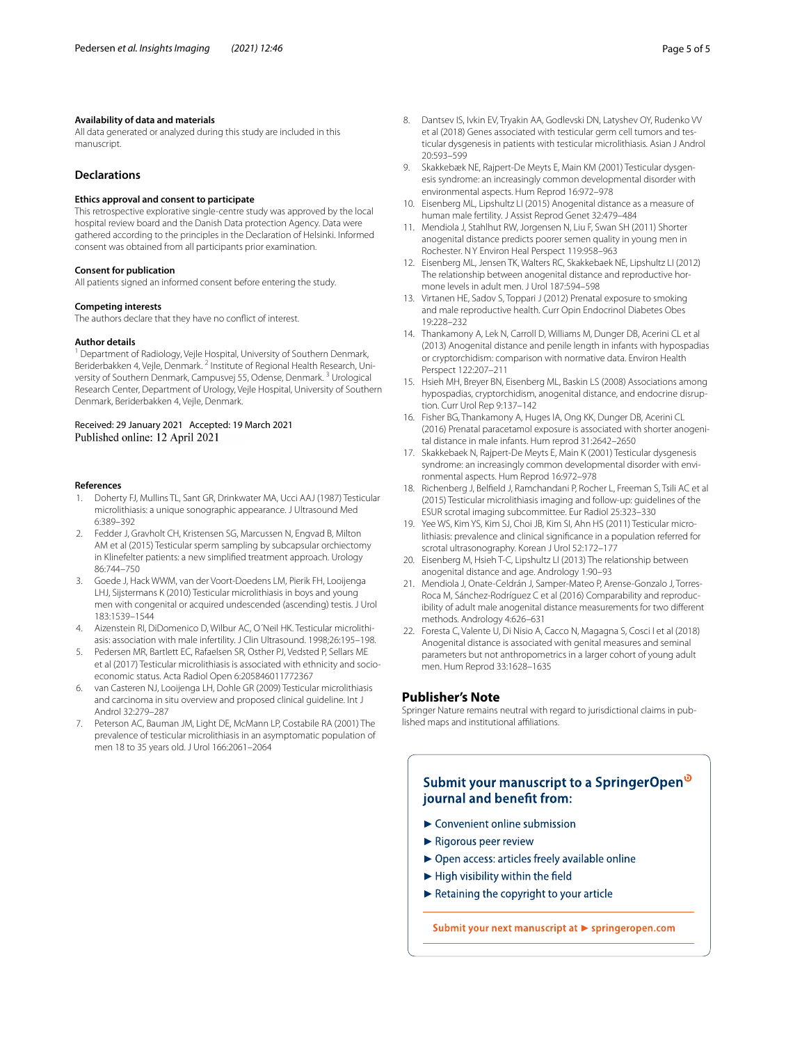#### Availability of data and materials

All data generated or analyzed during this study are included in this manuscript.

## Declarations

#### Ethics approval and consent to participate

This retrospective explorative single-centre study was approved by the local hospital review board and the Danish Data protection Agency. Data were gathered according to the principles in the Declaration of Helsinki. Informed consent was obtained from all participants prior examination.

#### Consent for publication

All patients signed an informed consent before entering the study.

#### Competing interests

The authors declare that they have no conflict of interest.

#### Author details

[1] Department of Radiology, Vejle Hospital, University of Southern Denmark, Beriderbakken 4, Vejle, Denmark. [2] Institute of Regional Health Research, University of Southern Denmark, Campusvej 55, Odense, Denmark. [3] Urological Research Center, Department of Urology, Vejle Hospital, University of Southern Denmark, Beriderbakken 4, Vejle, Denmark.

Received: 29 January 2021 Accepted: 19 March 2021
Published online: 12 April 2021

#### References

1. Doherty FJ, Mullins TL, Sant GR, Drinkwater MA, Ucci AAJ (1987) Testicular microlithiasis: a unique sonographic appearance. J Ultrasound Med 6:389–392
2. Fedder J, Gravholt CH, Kristensen SG, Marcussen N, Engvad B, Milton AM et al (2015) Testicular sperm sampling by subcapsular orchiectomy in Klinefelter patients: a new simplified treatment approach. Urology 86:744–750
3. Goede J, Hack WWM, van der Voort-Doedens LM, Pierik FH, Looijenga LHJ, Sijstermans K (2010) Testicular microlithiasis in boys and young men with congenital or acquired undescended (ascending) testis. J Urol 183:1539–1544
4. Aizenstein RI, DiDomenico D, Wilbur AC, O´Neil HK. Testicular microlithiasis: association with male infertility. J Clin Ultrasound. 1998;26:195–198.
5. Pedersen MR, Bartlett EC, Rafaelsen SR, Osther PJ, Vedsted P, Sellars ME et al (2017) Testicular microlithiasis is associated with ethnicity and socioeconomic status. Acta Radiol Open 6:205846011772367
6. van Casteren NJ, Looijenga LH, Dohle GR (2009) Testicular microlithiasis and carcinoma in situ overview and proposed clinical guideline. Int J Androl 32:279–287
7. Peterson AC, Bauman JM, Light DE, McMann LP, Costabile RA (2001) The prevalence of testicular microlithiasis in an asymptomatic population of men 18 to 35 years old. J Urol 166:2061–2064
8. Dantsev IS, Ivkin EV, Tryakin AA, Godlevski DN, Latyshev OY, Rudenko VV et al (2018) Genes associated with testicular germ cell tumors and testicular dysgenesis in patients with testicular microlithiasis. Asian J Androl 20:593–599
9. Skakkebæk NE, Rajpert-De Meyts E, Main KM (2001) Testicular dysgenesis syndrome: an increasingly common developmental disorder with environmental aspects. Hum Reprod 16:972–978
10. Eisenberg ML, Lipshultz LI (2015) Anogenital distance as a measure of human male fertility. J Assist Reprod Genet 32:479–484
11. Mendiola J, Stahlhut RW, Jorgensen N, Liu F, Swan SH (2011) Shorter anogenital distance predicts poorer semen quality in young men in Rochester. N Y Environ Heal Perspect 119:958–963
12. Eisenberg ML, Jensen TK, Walters RC, Skakkebaek NE, Lipshultz LI (2012) The relationship between anogenital distance and reproductive hormone levels in adult men. J Urol 187:594–598
13. Virtanen HE, Sadov S, Toppari J (2012) Prenatal exposure to smoking and male reproductive health. Curr Opin Endocrinol Diabetes Obes 19:228–232
14. Thankamony A, Lek N, Carroll D, Williams M, Dunger DB, Acerini CL et al (2013) Anogenital distance and penile length in infants with hypospadias or cryptorchidism: comparison with normative data. Environ Health Perspect 122:207–211
15. Hsieh MH, Breyer BN, Eisenberg ML, Baskin LS (2008) Associations among hypospadias, cryptorchidism, anogenital distance, and endocrine disruption. Curr Urol Rep 9:137–142
16. Fisher BG, Thankamony A, Huges IA, Ong KK, Dunger DB, Acerini CL (2016) Prenatal paracetamol exposure is associated with shorter anogenital distance in male infants. Hum reprod 31:2642–2650
17. Skakkebaek N, Rajpert-De Meyts E, Main K (2001) Testicular dysgenesis syndrome: an increasingly common developmental disorder with environmental aspects. Hum Reprod 16:972–978
18. Richenberg J, Belfield J, Ramchandani P, Rocher L, Freeman S, Tsili AC et al (2015) Testicular microlithiasis imaging and follow-up: guidelines of the ESUR scrotal imaging subcommittee. Eur Radiol 25:323–330
19. Yee WS, Kim YS, Kim SJ, Choi JB, Kim SI, Ahn HS (2011) Testicular microlithiasis: prevalence and clinical significance in a population referred for scrotal ultrasonography. Korean J Urol 52:172–177
20. Eisenberg M, Hsieh T-C, Lipshultz LI (2013) The relationship between anogenital distance and age. Andrology 1:90–93
21. Mendiola J, Onate-Celdrán J, Samper-Mateo P, Arense-Gonzalo J, Torres-Roca M, Sánchez-Rodríguez C et al (2016) Comparability and reproducibility of adult male anogenital distance measurements for two different methods. Andrology 4:626–631
22. Foresta C, Valente U, Di Nisio A, Cacco N, Magagna S, Cosci I et al (2018) Anogenital distance is associated with genital measures and seminal parameters but not anthropometrics in a larger cohort of young adult men. Hum Reprod 33:1628–1635

## Publisher's Note

Springer Nature remains neutral with regard to jurisdictional claims in published maps and institutional affiliations.

**Submit your manuscript to a SpringerOpen journal and benefit from:**

- ► Convenient online submission
- ► Rigorous peer review
- ► Open access: articles freely available online
- ► High visibility within the field
- ► Retaining the copyright to your article

**Submit your next manuscript at ► springeropen.com**